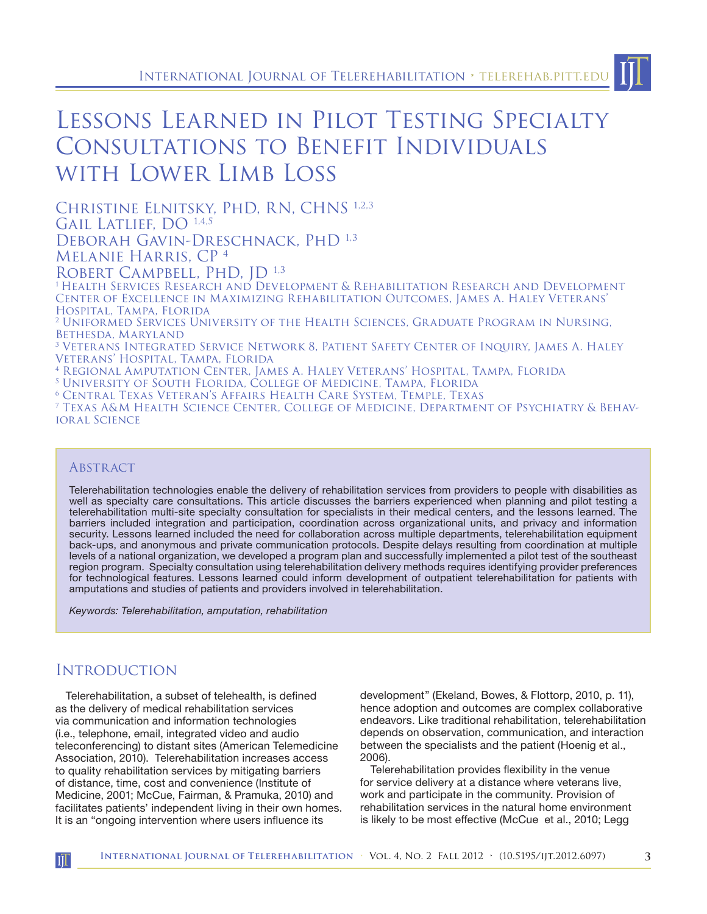# Lessons Learned in Pilot Testing Specialty Consultations to Benefit Individuals with Lower Limb Loss

Christine Elnitsky, PhD, RN, CHNS [1,2,3]
Gail Latlief, DO [1,4,5]
Deborah Gavin-Dreschnack, PhD [1,3]
Melanie Harris, CP [4]
Robert Campbell, PhD, JD [1,3]

[1] Health Services Research and Development & Rehabilitation Research and Development Center of Excellence in Maximizing Rehabilitation Outcomes, James A. Haley Veterans' Hospital, Tampa, Florida
[2] Uniformed Services University of the Health Sciences, Graduate Program in Nursing, Bethesda, Maryland
[3] Veterans Integrated Service Network 8, Patient Safety Center of Inquiry, James A. Haley Veterans' Hospital, Tampa, Florida
[4] Regional Amputation Center, James A. Haley Veterans' Hospital, Tampa, Florida
[5] University of South Florida, College of Medicine, Tampa, Florida
[6] Central Texas Veteran's Affairs Health Care System, Temple, Texas
[7] Texas A&M Health Science Center, College of Medicine, Department of Psychiatry & Behavioral Science

## Abstract

Telerehabilitation technologies enable the delivery of rehabilitation services from providers to people with disabilities as well as specialty care consultations. This article discusses the barriers experienced when planning and pilot testing a telerehabilitation multi-site specialty consultation for specialists in their medical centers, and the lessons learned. The barriers included integration and participation, coordination across organizational units, and privacy and information security. Lessons learned included the need for collaboration across multiple departments, telerehabilitation equipment back-ups, and anonymous and private communication protocols. Despite delays resulting from coordination at multiple levels of a national organization, we developed a program plan and successfully implemented a pilot test of the southeast region program. Specialty consultation using telerehabilitation delivery methods requires identifying provider preferences for technological features. Lessons learned could inform development of outpatient telerehabilitation for patients with amputations and studies of patients and providers involved in telerehabilitation.

*Keywords: Telerehabilitation, amputation, rehabilitation*

## Introduction

Telerehabilitation, a subset of telehealth, is defined as the delivery of medical rehabilitation services via communication and information technologies (i.e., telephone, email, integrated video and audio teleconferencing) to distant sites (American Telemedicine Association, 2010). Telerehabilitation increases access to quality rehabilitation services by mitigating barriers of distance, time, cost and convenience (Institute of Medicine, 2001; McCue, Fairman, & Pramuka, 2010) and facilitates patients' independent living in their own homes. It is an "ongoing intervention where users influence its development" (Ekeland, Bowes, & Flottorp, 2010, p. 11), hence adoption and outcomes are complex collaborative endeavors. Like traditional rehabilitation, telerehabilitation depends on observation, communication, and interaction between the specialists and the patient (Hoenig et al., 2006).

Telerehabilitation provides flexibility in the venue for service delivery at a distance where veterans live, work and participate in the community. Provision of rehabilitation services in the natural home environment is likely to be most effective (McCue et al., 2010; Legg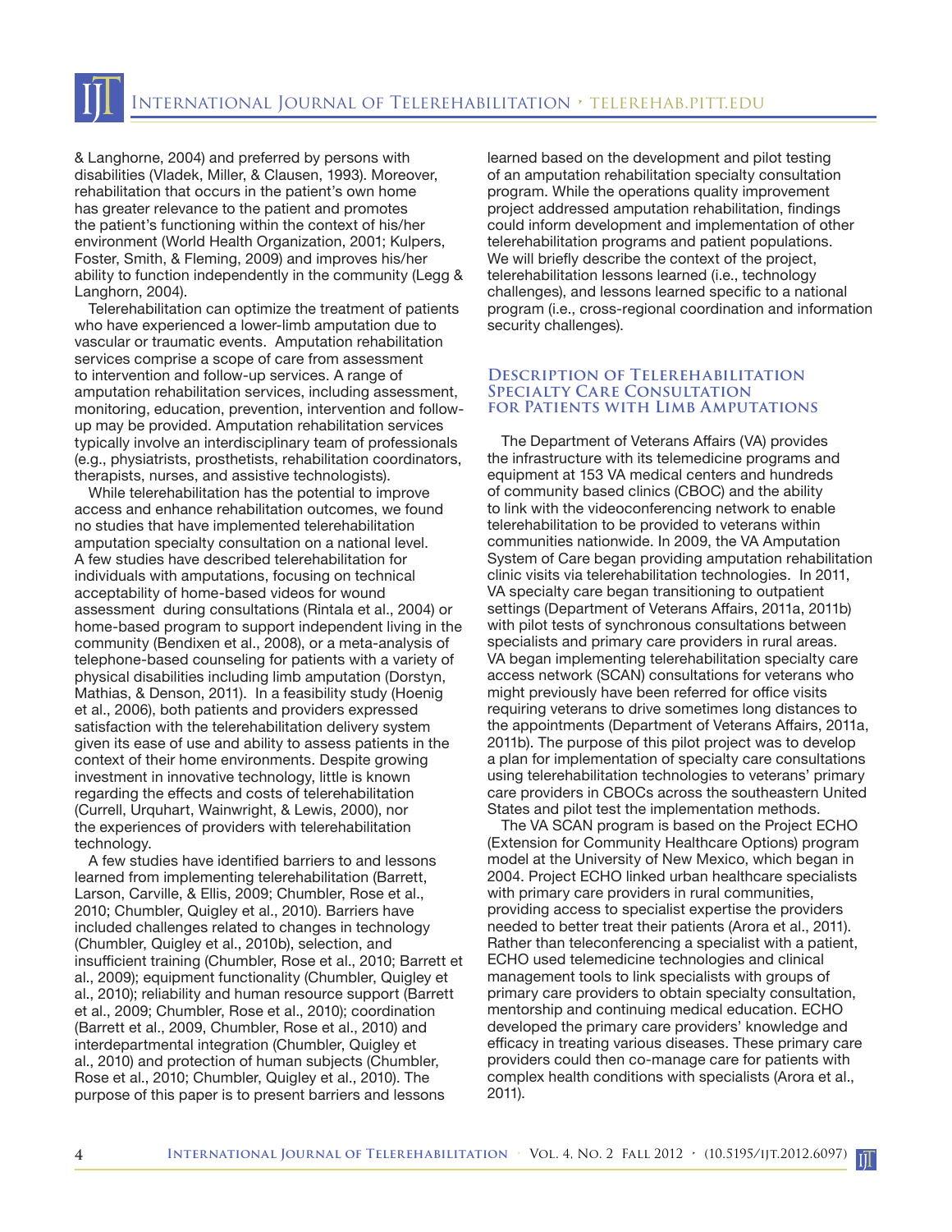& Langhorne, 2004) and preferred by persons with disabilities (Vladek, Miller, & Clausen, 1993). Moreover, rehabilitation that occurs in the patient's own home has greater relevance to the patient and promotes the patient's functioning within the context of his/her environment (World Health Organization, 2001; Kulpers, Foster, Smith, & Fleming, 2009) and improves his/her ability to function independently in the community (Legg & Langhorn, 2004).

Telerehabilitation can optimize the treatment of patients who have experienced a lower-limb amputation due to vascular or traumatic events. Amputation rehabilitation services comprise a scope of care from assessment to intervention and follow-up services. A range of amputation rehabilitation services, including assessment, monitoring, education, prevention, intervention and follow-up may be provided. Amputation rehabilitation services typically involve an interdisciplinary team of professionals (e.g., physiatrists, prosthetists, rehabilitation coordinators, therapists, nurses, and assistive technologists).

While telerehabilitation has the potential to improve access and enhance rehabilitation outcomes, we found no studies that have implemented telerehabilitation amputation specialty consultation on a national level. A few studies have described telerehabilitation for individuals with amputations, focusing on technical acceptability of home-based videos for wound assessment during consultations (Rintala et al., 2004) or home-based program to support independent living in the community (Bendixen et al., 2008), or a meta-analysis of telephone-based counseling for patients with a variety of physical disabilities including limb amputation (Dorstyn, Mathias, & Denson, 2011). In a feasibility study (Hoenig et al., 2006), both patients and providers expressed satisfaction with the telerehabilitation delivery system given its ease of use and ability to assess patients in the context of their home environments. Despite growing investment in innovative technology, little is known regarding the effects and costs of telerehabilitation (Currell, Urquhart, Wainwright, & Lewis, 2000), nor the experiences of providers with telerehabilitation technology.

A few studies have identified barriers to and lessons learned from implementing telerehabilitation (Barrett, Larson, Carville, & Ellis, 2009; Chumbler, Rose et al., 2010; Chumbler, Quigley et al., 2010). Barriers have included challenges related to changes in technology (Chumbler, Quigley et al., 2010b), selection, and insufficient training (Chumbler, Rose et al., 2010; Barrett et al., 2009); equipment functionality (Chumbler, Quigley et al., 2010); reliability and human resource support (Barrett et al., 2009; Chumbler, Rose et al., 2010); coordination (Barrett et al., 2009, Chumbler, Rose et al., 2010) and interdepartmental integration (Chumbler, Quigley et al., 2010) and protection of human subjects (Chumbler, Rose et al., 2010; Chumbler, Quigley et al., 2010). The purpose of this paper is to present barriers and lessons learned based on the development and pilot testing of an amputation rehabilitation specialty consultation program. While the operations quality improvement project addressed amputation rehabilitation, findings could inform development and implementation of other telerehabilitation programs and patient populations. We will briefly describe the context of the project, telerehabilitation lessons learned (i.e., technology challenges), and lessons learned specific to a national program (i.e., cross-regional coordination and information security challenges).

## Description of Telerehabilitation Specialty Care Consultation for Patients with Limb Amputations

The Department of Veterans Affairs (VA) provides the infrastructure with its telemedicine programs and equipment at 153 VA medical centers and hundreds of community based clinics (CBOC) and the ability to link with the videoconferencing network to enable telerehabilitation to be provided to veterans within communities nationwide. In 2009, the VA Amputation System of Care began providing amputation rehabilitation clinic visits via telerehabilitation technologies. In 2011, VA specialty care began transitioning to outpatient settings (Department of Veterans Affairs, 2011a, 2011b) with pilot tests of synchronous consultations between specialists and primary care providers in rural areas. VA began implementing telerehabilitation specialty care access network (SCAN) consultations for veterans who might previously have been referred for office visits requiring veterans to drive sometimes long distances to the appointments (Department of Veterans Affairs, 2011a, 2011b). The purpose of this pilot project was to develop a plan for implementation of specialty care consultations using telerehabilitation technologies to veterans' primary care providers in CBOCs across the southeastern United States and pilot test the implementation methods.

The VA SCAN program is based on the Project ECHO (Extension for Community Healthcare Options) program model at the University of New Mexico, which began in 2004. Project ECHO linked urban healthcare specialists with primary care providers in rural communities, providing access to specialist expertise the providers needed to better treat their patients (Arora et al., 2011). Rather than teleconferencing a specialist with a patient, ECHO used telemedicine technologies and clinical management tools to link specialists with groups of primary care providers to obtain specialty consultation, mentorship and continuing medical education. ECHO developed the primary care providers' knowledge and efficacy in treating various diseases. These primary care providers could then co-manage care for patients with complex health conditions with specialists (Arora et al., 2011).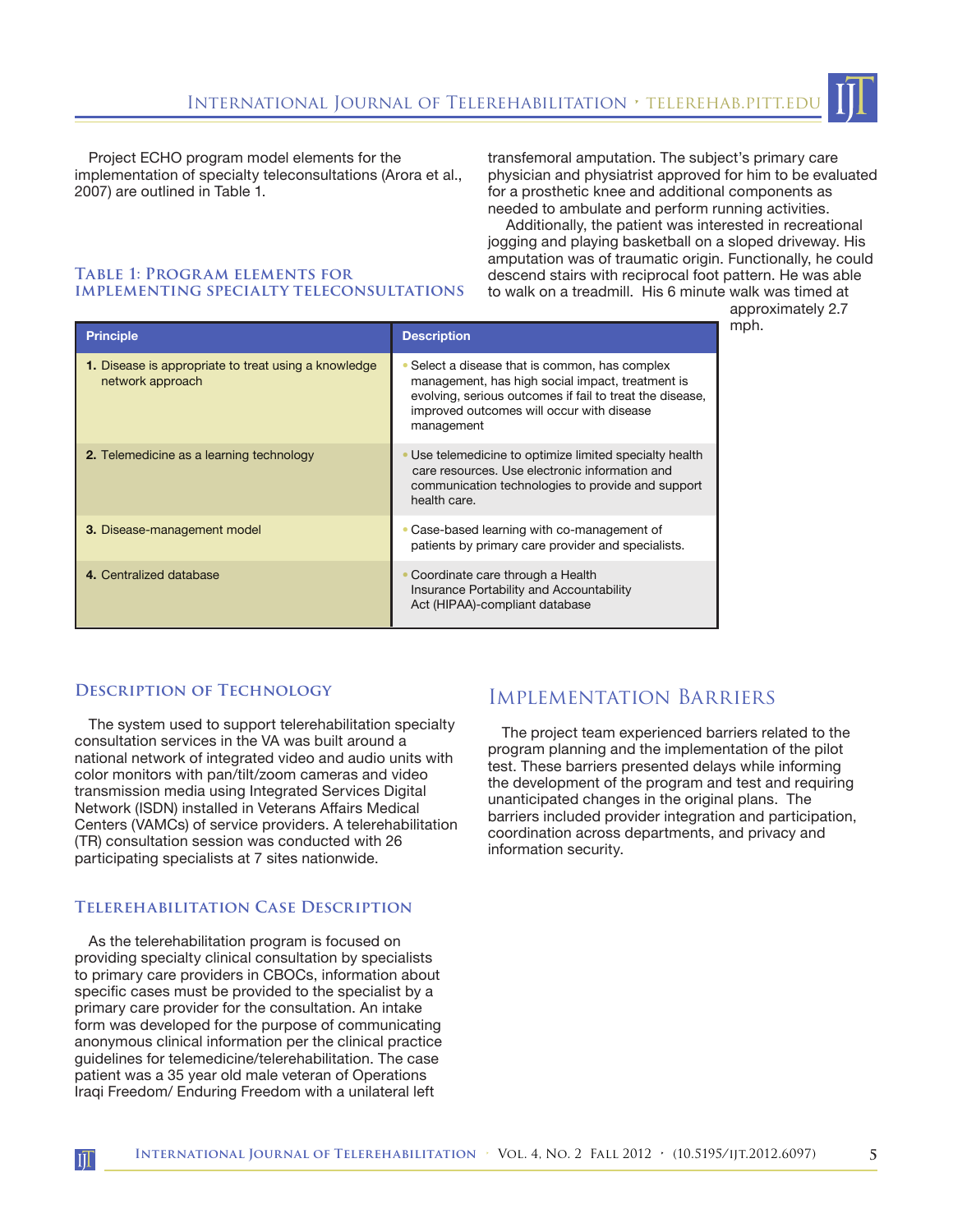Project ECHO program model elements for the implementation of specialty teleconsultations (Arora et al., 2007) are outlined in Table 1.

### Table 1: Program elements for implementing specialty teleconsultations

| Principle | Description |
|---|---|
| **1.** Disease is appropriate to treat using a knowledge network approach | • Select a disease that is common, has complex management, has high social impact, treatment is evolving, serious outcomes if fail to treat the disease, improved outcomes will occur with disease management |
| **2.** Telemedicine as a learning technology | • Use telemedicine to optimize limited specialty health care resources. Use electronic information and communication technologies to provide and support health care. |
| **3.** Disease-management model | • Case-based learning with co-management of patients by primary care provider and specialists. |
| **4.** Centralized database | • Coordinate care through a Health Insurance Portability and Accountability Act (HIPAA)-compliant database |

### Description of Technology

The system used to support telerehabilitation specialty consultation services in the VA was built around a national network of integrated video and audio units with color monitors with pan/tilt/zoom cameras and video transmission media using Integrated Services Digital Network (ISDN) installed in Veterans Affairs Medical Centers (VAMCs) of service providers. A telerehabilitation (TR) consultation session was conducted with 26 participating specialists at 7 sites nationwide.

### Telerehabilitation Case Description

As the telerehabilitation program is focused on providing specialty clinical consultation by specialists to primary care providers in CBOCs, information about specific cases must be provided to the specialist by a primary care provider for the consultation. An intake form was developed for the purpose of communicating anonymous clinical information per the clinical practice guidelines for telemedicine/telerehabilitation. The case patient was a 35 year old male veteran of Operations Iraqi Freedom/ Enduring Freedom with a unilateral left transfemoral amputation. The subject's primary care physician and physiatrist approved for him to be evaluated for a prosthetic knee and additional components as needed to ambulate and perform running activities.

Additionally, the patient was interested in recreational jogging and playing basketball on a sloped driveway. His amputation was of traumatic origin. Functionally, he could descend stairs with reciprocal foot pattern. He was able to walk on a treadmill. His 6 minute walk was timed at approximately 2.7 mph.

## Implementation Barriers

The project team experienced barriers related to the program planning and the implementation of the pilot test. These barriers presented delays while informing the development of the program and test and requiring unanticipated changes in the original plans. The barriers included provider integration and participation, coordination across departments, and privacy and information security.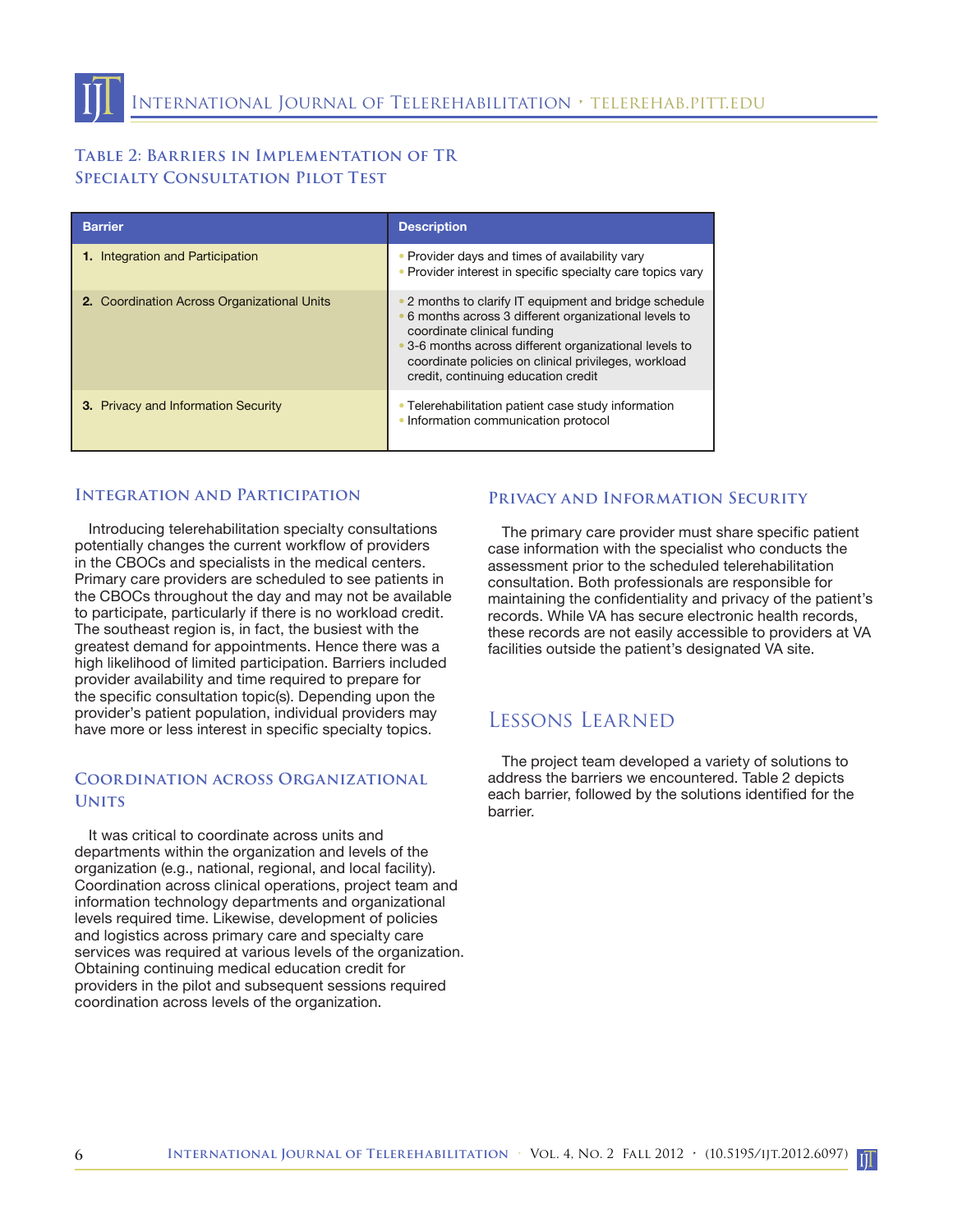## Table 2: Barriers in Implementation of TR Specialty Consultation Pilot Test

| Barrier | Description |
| --- | --- |
| **1.** Integration and Participation | • Provider days and times of availability vary<br>• Provider interest in specific specialty care topics vary |
| **2.** Coordination Across Organizational Units | • 2 months to clarify IT equipment and bridge schedule<br>• 6 months across 3 different organizational levels to coordinate clinical funding<br>• 3-6 months across different organizational levels to coordinate policies on clinical privileges, workload credit, continuing education credit |
| **3.** Privacy and Information Security | • Telerehabilitation patient case study information<br>• Information communication protocol |

### Integration and Participation

Introducing telerehabilitation specialty consultations potentially changes the current workflow of providers in the CBOCs and specialists in the medical centers. Primary care providers are scheduled to see patients in the CBOCs throughout the day and may not be available to participate, particularly if there is no workload credit. The southeast region is, in fact, the busiest with the greatest demand for appointments. Hence there was a high likelihood of limited participation. Barriers included provider availability and time required to prepare for the specific consultation topic(s). Depending upon the provider's patient population, individual providers may have more or less interest in specific specialty topics.

### Coordination across Organizational Units

It was critical to coordinate across units and departments within the organization and levels of the organization (e.g., national, regional, and local facility). Coordination across clinical operations, project team and information technology departments and organizational levels required time. Likewise, development of policies and logistics across primary care and specialty care services was required at various levels of the organization. Obtaining continuing medical education credit for providers in the pilot and subsequent sessions required coordination across levels of the organization.

### Privacy and Information Security

The primary care provider must share specific patient case information with the specialist who conducts the assessment prior to the scheduled telerehabilitation consultation. Both professionals are responsible for maintaining the confidentiality and privacy of the patient's records. While VA has secure electronic health records, these records are not easily accessible to providers at VA facilities outside the patient's designated VA site.

## Lessons Learned

The project team developed a variety of solutions to address the barriers we encountered. Table 2 depicts each barrier, followed by the solutions identified for the barrier.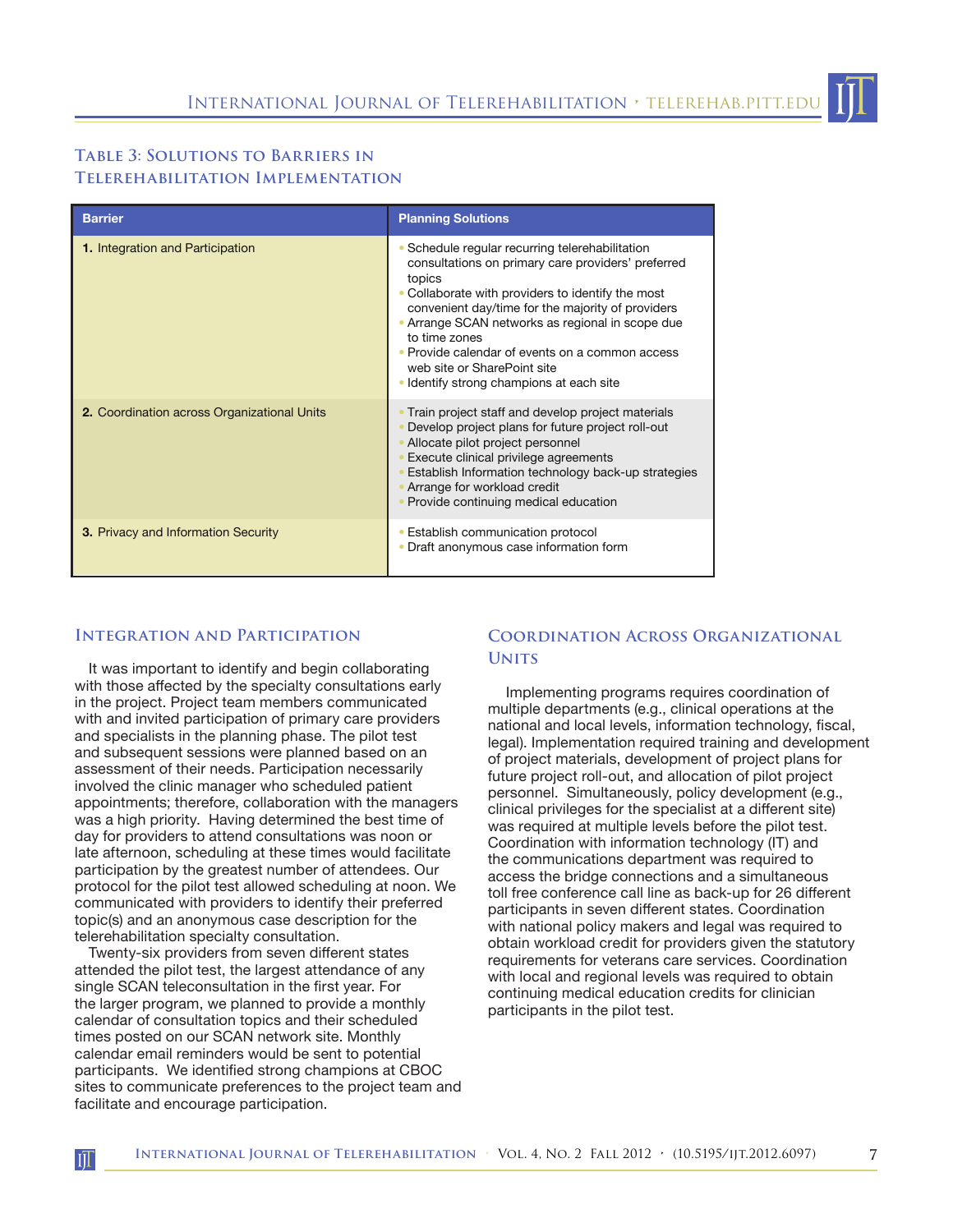## Table 3: Solutions to Barriers in Telerehabilitation Implementation

| Barrier | Planning Solutions |
|---|---|
| **1.** Integration and Participation | • Schedule regular recurring telerehabilitation consultations on primary care providers' preferred topics<br>• Collaborate with providers to identify the most convenient day/time for the majority of providers<br>• Arrange SCAN networks as regional in scope due to time zones<br>• Provide calendar of events on a common access web site or SharePoint site<br>• Identify strong champions at each site |
| **2.** Coordination across Organizational Units | • Train project staff and develop project materials<br>• Develop project plans for future project roll-out<br>• Allocate pilot project personnel<br>• Execute clinical privilege agreements<br>• Establish Information technology back-up strategies<br>• Arrange for workload credit<br>• Provide continuing medical education |
| **3.** Privacy and Information Security | • Establish communication protocol<br>• Draft anonymous case information form |

## Integration and Participation

It was important to identify and begin collaborating with those affected by the specialty consultations early in the project. Project team members communicated with and invited participation of primary care providers and specialists in the planning phase. The pilot test and subsequent sessions were planned based on an assessment of their needs. Participation necessarily involved the clinic manager who scheduled patient appointments; therefore, collaboration with the managers was a high priority. Having determined the best time of day for providers to attend consultations was noon or late afternoon, scheduling at these times would facilitate participation by the greatest number of attendees. Our protocol for the pilot test allowed scheduling at noon. We communicated with providers to identify their preferred topic(s) and an anonymous case description for the telerehabilitation specialty consultation.

Twenty-six providers from seven different states attended the pilot test, the largest attendance of any single SCAN teleconsultation in the first year. For the larger program, we planned to provide a monthly calendar of consultation topics and their scheduled times posted on our SCAN network site. Monthly calendar email reminders would be sent to potential participants. We identified strong champions at CBOC sites to communicate preferences to the project team and facilitate and encourage participation.

## Coordination Across Organizational Units

Implementing programs requires coordination of multiple departments (e.g., clinical operations at the national and local levels, information technology, fiscal, legal). Implementation required training and development of project materials, development of project plans for future project roll-out, and allocation of pilot project personnel. Simultaneously, policy development (e.g., clinical privileges for the specialist at a different site) was required at multiple levels before the pilot test. Coordination with information technology (IT) and the communications department was required to access the bridge connections and a simultaneous toll free conference call line as back-up for 26 different participants in seven different states. Coordination with national policy makers and legal was required to obtain workload credit for providers given the statutory requirements for veterans care services. Coordination with local and regional levels was required to obtain continuing medical education credits for clinician participants in the pilot test.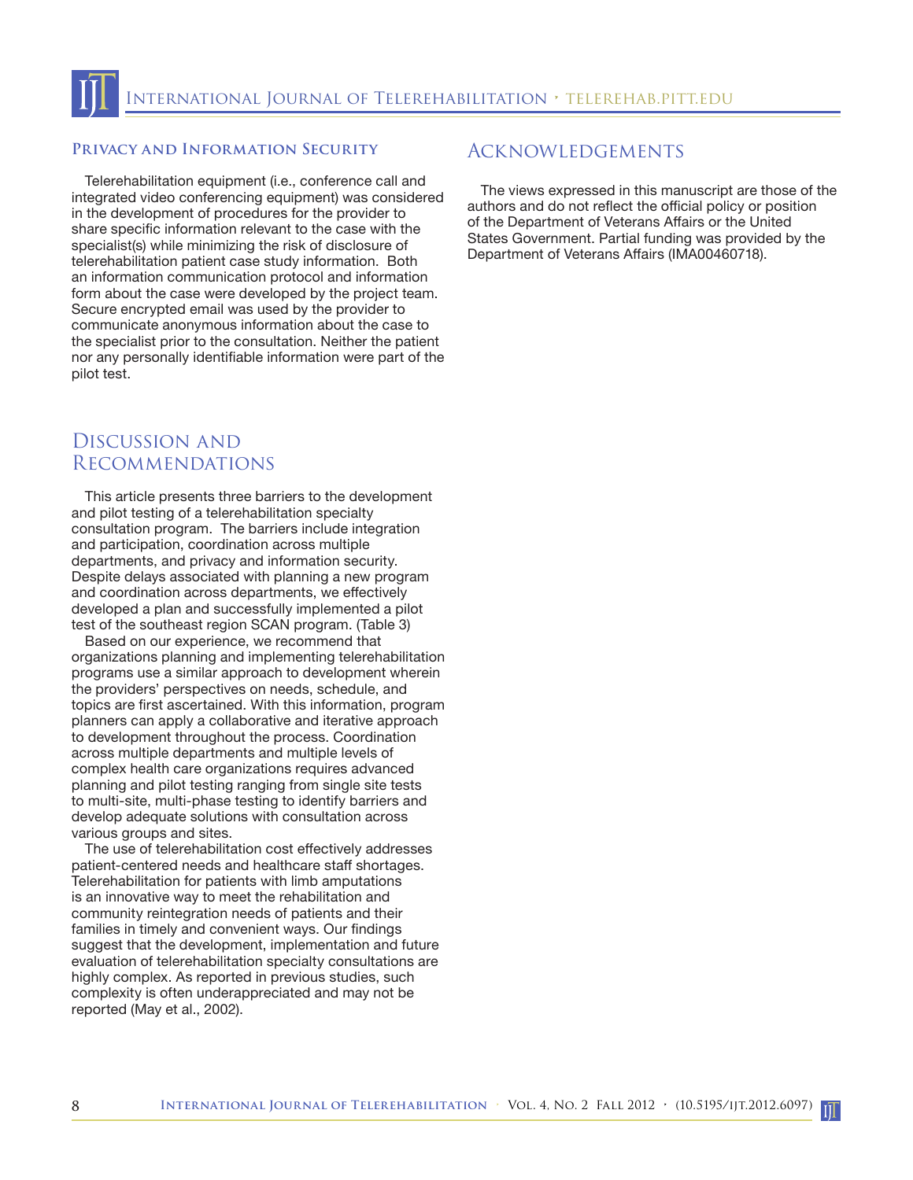### Privacy and Information Security

Telerehabilitation equipment (i.e., conference call and integrated video conferencing equipment) was considered in the development of procedures for the provider to share specific information relevant to the case with the specialist(s) while minimizing the risk of disclosure of telerehabilitation patient case study information. Both an information communication protocol and information form about the case were developed by the project team. Secure encrypted email was used by the provider to communicate anonymous information about the case to the specialist prior to the consultation. Neither the patient nor any personally identifiable information were part of the pilot test.

## Discussion and Recommendations

This article presents three barriers to the development and pilot testing of a telerehabilitation specialty consultation program. The barriers include integration and participation, coordination across multiple departments, and privacy and information security. Despite delays associated with planning a new program and coordination across departments, we effectively developed a plan and successfully implemented a pilot test of the southeast region SCAN program. (Table 3)

Based on our experience, we recommend that organizations planning and implementing telerehabilitation programs use a similar approach to development wherein the providers' perspectives on needs, schedule, and topics are first ascertained. With this information, program planners can apply a collaborative and iterative approach to development throughout the process. Coordination across multiple departments and multiple levels of complex health care organizations requires advanced planning and pilot testing ranging from single site tests to multi-site, multi-phase testing to identify barriers and develop adequate solutions with consultation across various groups and sites.

The use of telerehabilitation cost effectively addresses patient-centered needs and healthcare staff shortages. Telerehabilitation for patients with limb amputations is an innovative way to meet the rehabilitation and community reintegration needs of patients and their families in timely and convenient ways. Our findings suggest that the development, implementation and future evaluation of telerehabilitation specialty consultations are highly complex. As reported in previous studies, such complexity is often underappreciated and may not be reported (May et al., 2002).

## Acknowledgements

The views expressed in this manuscript are those of the authors and do not reflect the official policy or position of the Department of Veterans Affairs or the United States Government. Partial funding was provided by the Department of Veterans Affairs (IMA00460718).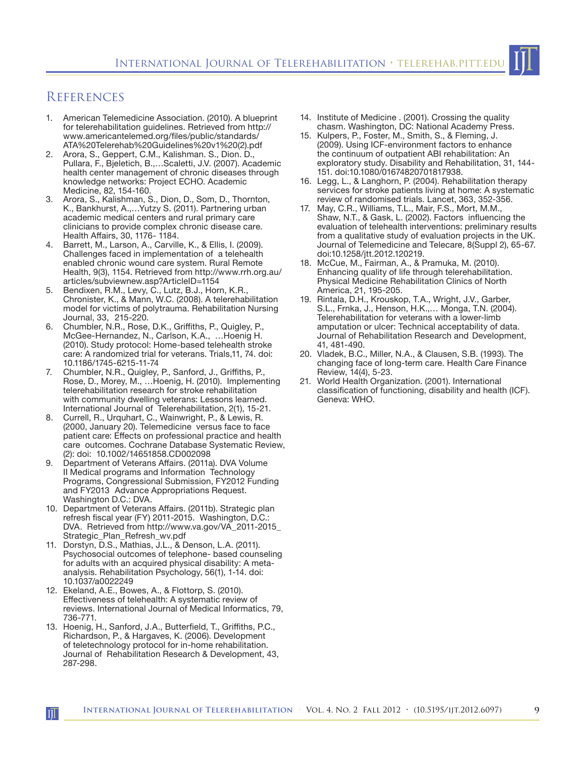# References

1. American Telemedicine Association. (2010). A blueprint for telerehabilitation guidelines. Retrieved from http://www.americantelemed.org/files/public/standards/ATA%20Telerehab%20Guidelines%20v1%20(2).pdf
2. Arora, S., Geppert, C.M., Kalishman. S., Dion. D., Pullara, F., Bjeletich, B.,…Scaletti, J.V. (2007). Academic health center management of chronic diseases through knowledge networks: Project ECHO. Academic Medicine, 82, 154-160.
3. Arora, S., Kalishman, S., Dion, D., Som, D., Thornton, K., Bankhurst, A.,…Yutzy S. (2011). Partnering urban academic medical centers and rural primary care clinicians to provide complex chronic disease care. Health Affairs, 30, 1176- 1184.
4. Barrett, M., Larson, A., Carville, K., & Ellis, I. (2009). Challenges faced in implementation of a telehealth enabled chronic wound care system. Rural Remote Health, 9(3), 1154. Retrieved from http://www.rrh.org.au/articles/subviewnew.asp?ArticleID=1154
5. Bendixen, R.M., Levy, C., Lutz, B.J., Horn, K.R., Chronister, K., & Mann, W.C. (2008). A telerehabilitation model for victims of polytrauma. Rehabilitation Nursing Journal, 33, 215-220.
6. Chumbler, N.R., Rose, D.K., Griffiths, P., Quigley, P., McGee-Hernandez, N., Carlson, K.A., …Hoenig H. (2010). Study protocol: Home-based telehealth stroke care: A randomized trial for veterans. Trials,11, 74. doi: 10.1186/1745-6215-11-74
7. Chumbler, N.R., Quigley, P., Sanford, J., Griffiths, P., Rose, D., Morey, M., …Hoenig, H. (2010). Implementing telerehabilitation research for stroke rehabilitation with community dwelling veterans: Lessons learned. International Journal of Telerehabilitation, 2(1), 15-21.
8. Currell, R., Urquhart, C., Wainwright, P., & Lewis, R. (2000, January 20). Telemedicine versus face to face patient care: Effects on professional practice and health care outcomes. Cochrane Database Systematic Review, (2): doi: 10.1002/14651858.CD002098
9. Department of Veterans Affairs. (2011a). DVA Volume II Medical programs and Information Technology Programs, Congressional Submission, FY2012 Funding and FY2013 Advance Appropriations Request. Washington D.C.: DVA.
10. Department of Veterans Affairs. (2011b). Strategic plan refresh fiscal year (FY) 2011-2015. Washington, D.C.: DVA. Retrieved from http://www.va.gov/VA_2011-2015_Strategic_Plan_Refresh_wv.pdf
11. Dorstyn, D.S., Mathias, J.L., & Denson, L.A. (2011). Psychosocial outcomes of telephone- based counseling for adults with an acquired physical disability: A meta-analysis. Rehabilitation Psychology, 56(1), 1-14. doi: 10.1037/a0022249
12. Ekeland, A.E., Bowes, A., & Flottorp, S. (2010). Effectiveness of telehealth: A systematic review of reviews. International Journal of Medical Informatics, 79, 736-771.
13. Hoenig, H., Sanford, J.A., Butterfield, T., Griffiths, P.C., Richardson, P., & Hargaves, K. (2006). Development of teletechnology protocol for in-home rehabilitation. Journal of Rehabilitation Research & Development, 43, 287-298.
14. Institute of Medicine . (2001). Crossing the quality chasm. Washington, DC: National Academy Press.
15. Kulpers, P., Foster, M., Smith, S., & Fleming, J. (2009). Using ICF-environment factors to enhance the continuum of outpatient ABI rehabilitation: An exploratory study. Disability and Rehabilitation, 31, 144-151. doi:10.1080/01674820701817938.
16. Legg, L., & Langhorn, P. (2004). Rehabilitation therapy services for stroke patients living at home: A systematic review of randomised trials. Lancet, 363, 352-356.
17. May, C.R., Williams, T.L., Mair, F.S., Mort, M.M., Shaw, N.T., & Gask, L. (2002). Factors influencing the evaluation of telehealth interventions: preliminary results from a qualitative study of evaluation projects in the UK. Journal of Telemedicine and Telecare, 8(Suppl 2), 65-67. doi:10.1258/jtt.2012.120219.
18. McCue, M., Fairman, A., & Pramuka, M. (2010). Enhancing quality of life through telerehabilitation. Physical Medicine Rehabilitation Clinics of North America, 21, 195-205.
19. Rintala, D.H., Krouskop, T.A., Wright, J.V., Garber, S.L., Frnka, J., Henson, H.K.,… Monga, T.N. (2004). Telerehabilitation for veterans with a lower-limb amputation or ulcer: Technical acceptability of data. Journal of Rehabilitation Research and Development, 41, 481-490.
20. Vladek, B.C., Miller, N.A., & Clausen, S.B. (1993). The changing face of long-term care. Health Care Finance Review, 14(4), 5-23.
21. World Health Organization. (2001). International classification of functioning, disability and health (ICF). Geneva: WHO.